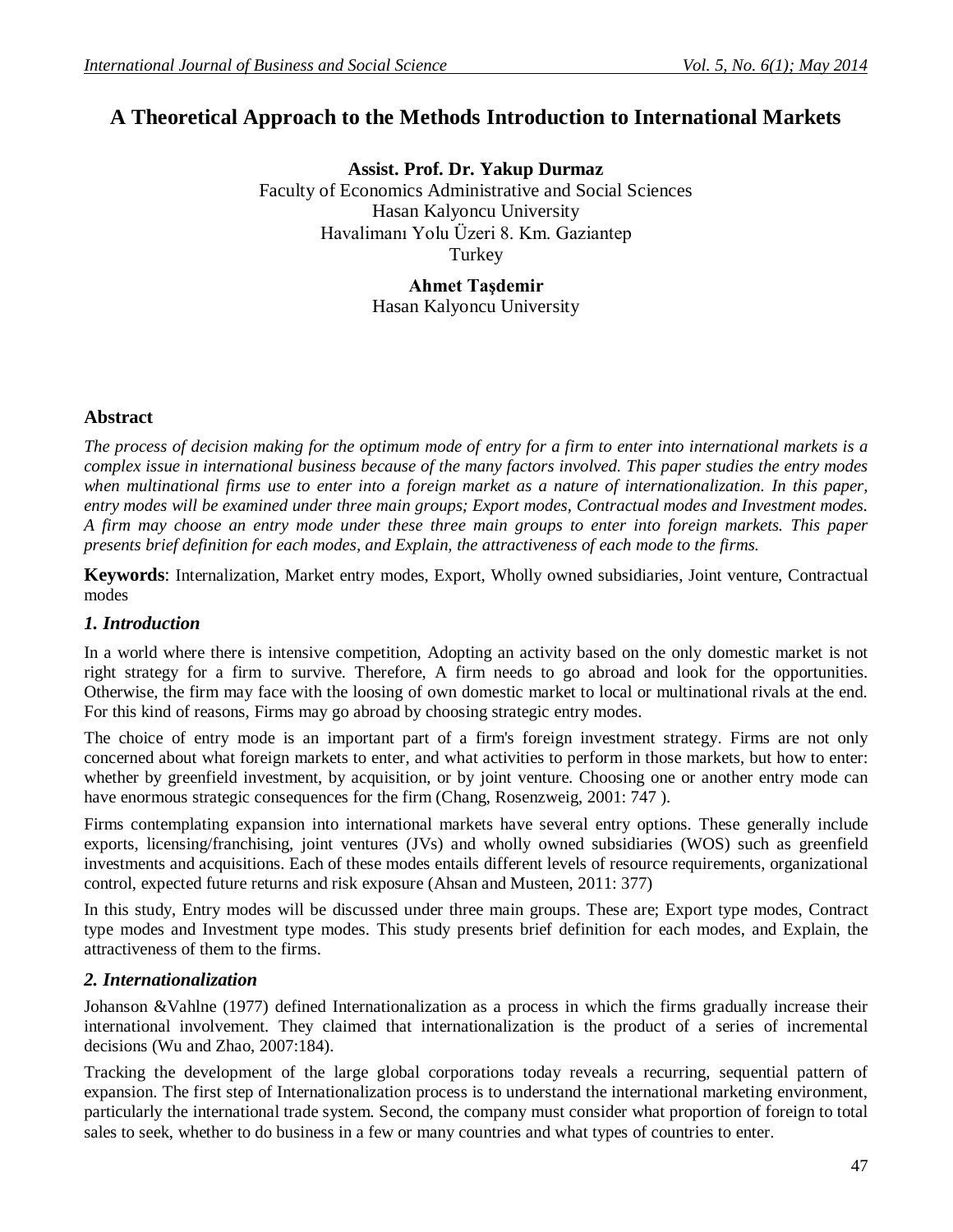# A Theoretical Approach to the Methods Introduction to International Markets

**Assist. Prof. Dr. Yakup Durmaz**
Faculty of Economics Administrative and Social Sciences
Hasan Kalyoncu University
Havalimanı Yolu Üzeri 8. Km. Gaziantep
Turkey

**Ahmet Taşdemir**
Hasan Kalyoncu University

## Abstract

*The process of decision making for the optimum mode of entry for a firm to enter into international markets is a complex issue in international business because of the many factors involved. This paper studies the entry modes when multinational firms use to enter into a foreign market as a nature of internationalization. In this paper, entry modes will be examined under three main groups; Export modes, Contractual modes and Investment modes. A firm may choose an entry mode under these three main groups to enter into foreign markets. This paper presents brief definition for each modes, and Explain, the attractiveness of each mode to the firms.*

**Keywords**: Internalization, Market entry modes, Export, Wholly owned subsidiaries, Joint venture, Contractual modes

## *1. Introduction*

In a world where there is intensive competition, Adopting an activity based on the only domestic market is not right strategy for a firm to survive. Therefore, A firm needs to go abroad and look for the opportunities. Otherwise, the firm may face with the loosing of own domestic market to local or multinational rivals at the end. For this kind of reasons, Firms may go abroad by choosing strategic entry modes.

The choice of entry mode is an important part of a firm's foreign investment strategy. Firms are not only concerned about what foreign markets to enter, and what activities to perform in those markets, but how to enter: whether by greenfield investment, by acquisition, or by joint venture. Choosing one or another entry mode can have enormous strategic consequences for the firm (Chang, Rosenzweig, 2001: 747 ).

Firms contemplating expansion into international markets have several entry options. These generally include exports, licensing/franchising, joint ventures (JVs) and wholly owned subsidiaries (WOS) such as greenfield investments and acquisitions. Each of these modes entails different levels of resource requirements, organizational control, expected future returns and risk exposure (Ahsan and Musteen, 2011: 377)

In this study, Entry modes will be discussed under three main groups. These are; Export type modes, Contract type modes and Investment type modes. This study presents brief definition for each modes, and Explain, the attractiveness of them to the firms.

## *2. Internationalization*

Johanson &Vahlne (1977) defined Internationalization as a process in which the firms gradually increase their international involvement. They claimed that internationalization is the product of a series of incremental decisions (Wu and Zhao, 2007:184).

Tracking the development of the large global corporations today reveals a recurring, sequential pattern of expansion. The first step of Internationalization process is to understand the international marketing environment, particularly the international trade system. Second, the company must consider what proportion of foreign to total sales to seek, whether to do business in a few or many countries and what types of countries to enter.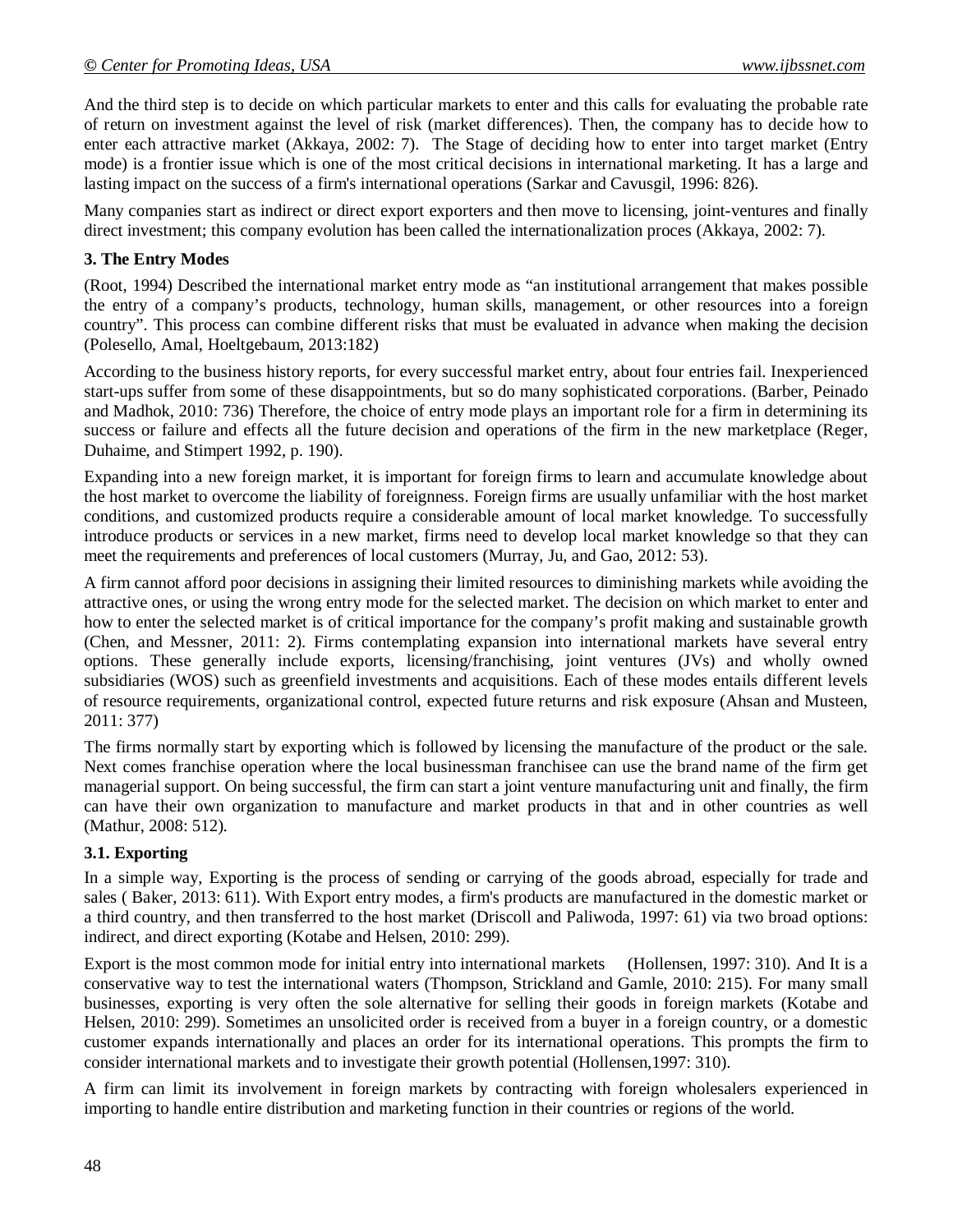And the third step is to decide on which particular markets to enter and this calls for evaluating the probable rate of return on investment against the level of risk (market differences). Then, the company has to decide how to enter each attractive market (Akkaya, 2002: 7). The Stage of deciding how to enter into target market (Entry mode) is a frontier issue which is one of the most critical decisions in international marketing. It has a large and lasting impact on the success of a firm's international operations (Sarkar and Cavusgil, 1996: 826).

Many companies start as indirect or direct export exporters and then move to licensing, joint-ventures and finally direct investment; this company evolution has been called the internationalization proces (Akkaya, 2002: 7).

### 3. The Entry Modes

(Root, 1994) Described the international market entry mode as "an institutional arrangement that makes possible the entry of a company's products, technology, human skills, management, or other resources into a foreign country". This process can combine different risks that must be evaluated in advance when making the decision (Polesello, Amal, Hoeltgebaum, 2013:182)

According to the business history reports, for every successful market entry, about four entries fail. Inexperienced start-ups suffer from some of these disappointments, but so do many sophisticated corporations. (Barber, Peinado and Madhok, 2010: 736) Therefore, the choice of entry mode plays an important role for a firm in determining its success or failure and effects all the future decision and operations of the firm in the new marketplace (Reger, Duhaime, and Stimpert 1992, p. 190).

Expanding into a new foreign market, it is important for foreign firms to learn and accumulate knowledge about the host market to overcome the liability of foreignness. Foreign firms are usually unfamiliar with the host market conditions, and customized products require a considerable amount of local market knowledge. To successfully introduce products or services in a new market, firms need to develop local market knowledge so that they can meet the requirements and preferences of local customers (Murray, Ju, and Gao, 2012: 53).

A firm cannot afford poor decisions in assigning their limited resources to diminishing markets while avoiding the attractive ones, or using the wrong entry mode for the selected market. The decision on which market to enter and how to enter the selected market is of critical importance for the company's profit making and sustainable growth (Chen, and Messner, 2011: 2). Firms contemplating expansion into international markets have several entry options. These generally include exports, licensing/franchising, joint ventures (JVs) and wholly owned subsidiaries (WOS) such as greenfield investments and acquisitions. Each of these modes entails different levels of resource requirements, organizational control, expected future returns and risk exposure (Ahsan and Musteen, 2011: 377)

The firms normally start by exporting which is followed by licensing the manufacture of the product or the sale. Next comes franchise operation where the local businessman franchisee can use the brand name of the firm get managerial support. On being successful, the firm can start a joint venture manufacturing unit and finally, the firm can have their own organization to manufacture and market products in that and in other countries as well (Mathur, 2008: 512).

### 3.1. Exporting

In a simple way, Exporting is the process of sending or carrying of the goods abroad, especially for trade and sales ( Baker, 2013: 611). With Export entry modes, a firm's products are manufactured in the domestic market or a third country, and then transferred to the host market (Driscoll and Paliwoda, 1997: 61) via two broad options: indirect, and direct exporting (Kotabe and Helsen, 2010: 299).

Export is the most common mode for initial entry into international markets (Hollensen, 1997: 310). And It is a conservative way to test the international waters (Thompson, Strickland and Gamle, 2010: 215). For many small businesses, exporting is very often the sole alternative for selling their goods in foreign markets (Kotabe and Helsen, 2010: 299). Sometimes an unsolicited order is received from a buyer in a foreign country, or a domestic customer expands internationally and places an order for its international operations. This prompts the firm to consider international markets and to investigate their growth potential (Hollensen,1997: 310).

A firm can limit its involvement in foreign markets by contracting with foreign wholesalers experienced in importing to handle entire distribution and marketing function in their countries or regions of the world.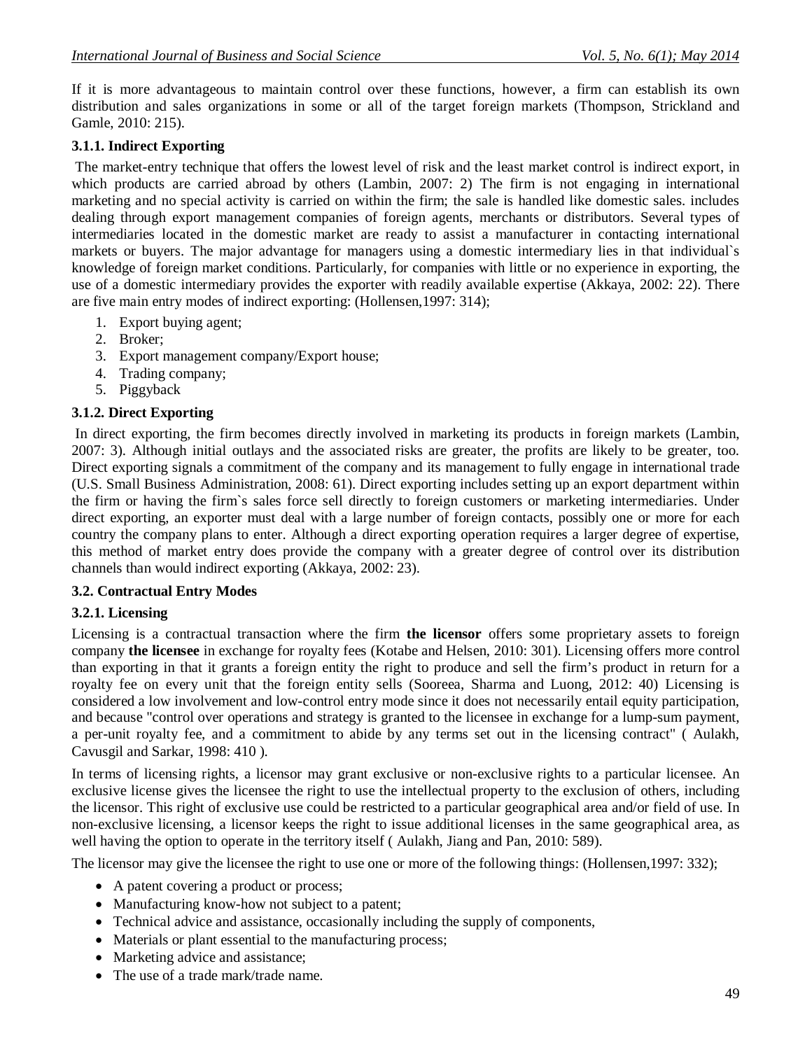If it is more advantageous to maintain control over these functions, however, a firm can establish its own distribution and sales organizations in some or all of the target foreign markets (Thompson, Strickland and Gamle, 2010: 215).

### 3.1.1. Indirect Exporting

The market-entry technique that offers the lowest level of risk and the least market control is indirect export, in which products are carried abroad by others (Lambin, 2007: 2) The firm is not engaging in international marketing and no special activity is carried on within the firm; the sale is handled like domestic sales. includes dealing through export management companies of foreign agents, merchants or distributors. Several types of intermediaries located in the domestic market are ready to assist a manufacturer in contacting international markets or buyers. The major advantage for managers using a domestic intermediary lies in that individual`s knowledge of foreign market conditions. Particularly, for companies with little or no experience in exporting, the use of a domestic intermediary provides the exporter with readily available expertise (Akkaya, 2002: 22). There are five main entry modes of indirect exporting: (Hollensen,1997: 314);

1. Export buying agent;
2. Broker;
3. Export management company/Export house;
4. Trading company;
5. Piggyback

### 3.1.2. Direct Exporting

In direct exporting, the firm becomes directly involved in marketing its products in foreign markets (Lambin, 2007: 3). Although initial outlays and the associated risks are greater, the profits are likely to be greater, too. Direct exporting signals a commitment of the company and its management to fully engage in international trade (U.S. Small Business Administration, 2008: 61). Direct exporting includes setting up an export department within the firm or having the firm`s sales force sell directly to foreign customers or marketing intermediaries. Under direct exporting, an exporter must deal with a large number of foreign contacts, possibly one or more for each country the company plans to enter. Although a direct exporting operation requires a larger degree of expertise, this method of market entry does provide the company with a greater degree of control over its distribution channels than would indirect exporting (Akkaya, 2002: 23).

## 3.2. Contractual Entry Modes

### 3.2.1. Licensing

Licensing is a contractual transaction where the firm **the licensor** offers some proprietary assets to foreign company **the licensee** in exchange for royalty fees (Kotabe and Helsen, 2010: 301). Licensing offers more control than exporting in that it grants a foreign entity the right to produce and sell the firm's product in return for a royalty fee on every unit that the foreign entity sells (Sooreea, Sharma and Luong, 2012: 40) Licensing is considered a low involvement and low-control entry mode since it does not necessarily entail equity participation, and because "control over operations and strategy is granted to the licensee in exchange for a lump-sum payment, a per-unit royalty fee, and a commitment to abide by any terms set out in the licensing contract" ( Aulakh, Cavusgil and Sarkar, 1998: 410 ).

In terms of licensing rights, a licensor may grant exclusive or non-exclusive rights to a particular licensee. An exclusive license gives the licensee the right to use the intellectual property to the exclusion of others, including the licensor. This right of exclusive use could be restricted to a particular geographical area and/or field of use. In non-exclusive licensing, a licensor keeps the right to issue additional licenses in the same geographical area, as well having the option to operate in the territory itself ( Aulakh, Jiang and Pan, 2010: 589).

The licensor may give the licensee the right to use one or more of the following things: (Hollensen,1997: 332);

- A patent covering a product or process;
- Manufacturing know-how not subject to a patent;
- Technical advice and assistance, occasionally including the supply of components,
- Materials or plant essential to the manufacturing process;
- Marketing advice and assistance;
- The use of a trade mark/trade name.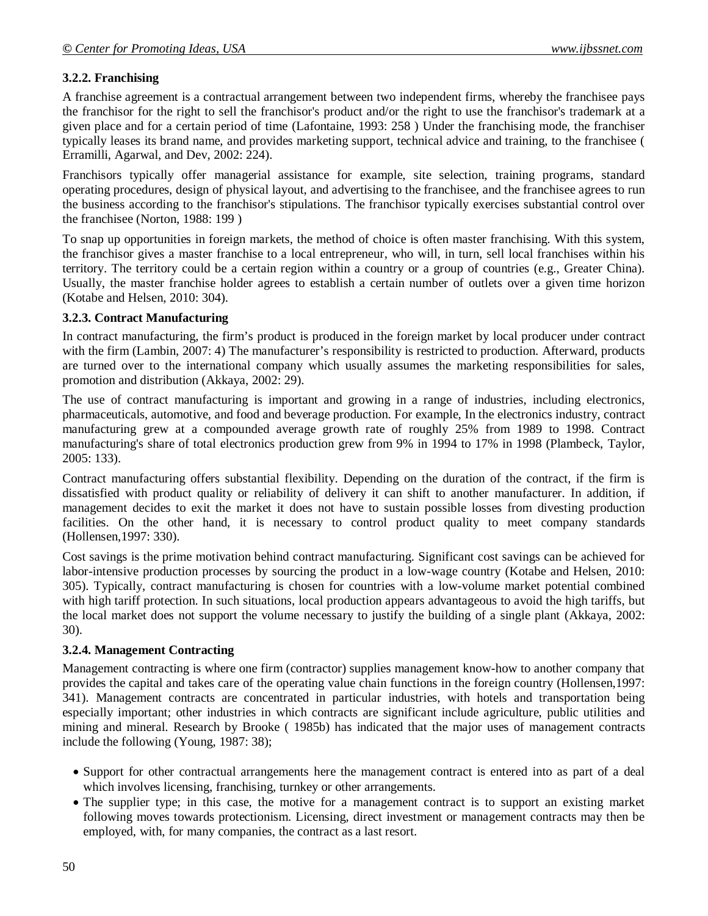### 3.2.2. Franchising

A franchise agreement is a contractual arrangement between two independent firms, whereby the franchisee pays the franchisor for the right to sell the franchisor's product and/or the right to use the franchisor's trademark at a given place and for a certain period of time (Lafontaine, 1993: 258 ) Under the franchising mode, the franchiser typically leases its brand name, and provides marketing support, technical advice and training, to the franchisee ( Erramilli, Agarwal, and Dev, 2002: 224).

Franchisors typically offer managerial assistance for example, site selection, training programs, standard operating procedures, design of physical layout, and advertising to the franchisee, and the franchisee agrees to run the business according to the franchisor's stipulations. The franchisor typically exercises substantial control over the franchisee (Norton, 1988: 199 )

To snap up opportunities in foreign markets, the method of choice is often master franchising. With this system, the franchisor gives a master franchise to a local entrepreneur, who will, in turn, sell local franchises within his territory. The territory could be a certain region within a country or a group of countries (e.g., Greater China). Usually, the master franchise holder agrees to establish a certain number of outlets over a given time horizon (Kotabe and Helsen, 2010: 304).

### 3.2.3. Contract Manufacturing

In contract manufacturing, the firm's product is produced in the foreign market by local producer under contract with the firm (Lambin, 2007: 4) The manufacturer's responsibility is restricted to production. Afterward, products are turned over to the international company which usually assumes the marketing responsibilities for sales, promotion and distribution (Akkaya, 2002: 29).

The use of contract manufacturing is important and growing in a range of industries, including electronics, pharmaceuticals, automotive, and food and beverage production. For example, In the electronics industry, contract manufacturing grew at a compounded average growth rate of roughly 25% from 1989 to 1998. Contract manufacturing's share of total electronics production grew from 9% in 1994 to 17% in 1998 (Plambeck, Taylor, 2005: 133).

Contract manufacturing offers substantial flexibility. Depending on the duration of the contract, if the firm is dissatisfied with product quality or reliability of delivery it can shift to another manufacturer. In addition, if management decides to exit the market it does not have to sustain possible losses from divesting production facilities. On the other hand, it is necessary to control product quality to meet company standards (Hollensen,1997: 330).

Cost savings is the prime motivation behind contract manufacturing. Significant cost savings can be achieved for labor-intensive production processes by sourcing the product in a low-wage country (Kotabe and Helsen, 2010: 305). Typically, contract manufacturing is chosen for countries with a low-volume market potential combined with high tariff protection. In such situations, local production appears advantageous to avoid the high tariffs, but the local market does not support the volume necessary to justify the building of a single plant (Akkaya, 2002: 30).

### 3.2.4. Management Contracting

Management contracting is where one firm (contractor) supplies management know-how to another company that provides the capital and takes care of the operating value chain functions in the foreign country (Hollensen,1997: 341). Management contracts are concentrated in particular industries, with hotels and transportation being especially important; other industries in which contracts are significant include agriculture, public utilities and mining and mineral. Research by Brooke ( 1985b) has indicated that the major uses of management contracts include the following (Young, 1987: 38);

- Support for other contractual arrangements here the management contract is entered into as part of a deal which involves licensing, franchising, turnkey or other arrangements.
- The supplier type; in this case, the motive for a management contract is to support an existing market following moves towards protectionism. Licensing, direct investment or management contracts may then be employed, with, for many companies, the contract as a last resort.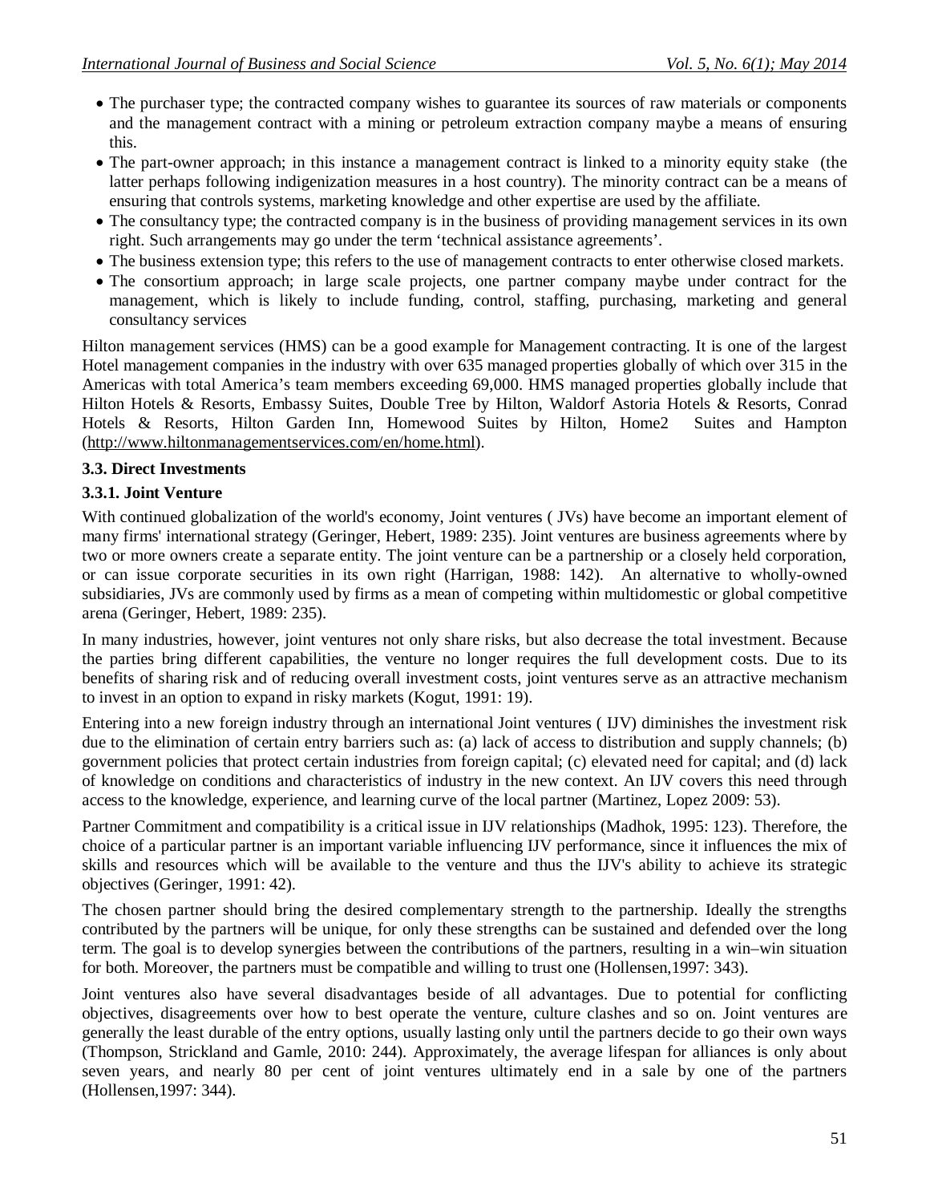- The purchaser type; the contracted company wishes to guarantee its sources of raw materials or components and the management contract with a mining or petroleum extraction company maybe a means of ensuring this.
- The part-owner approach; in this instance a management contract is linked to a minority equity stake (the latter perhaps following indigenization measures in a host country). The minority contract can be a means of ensuring that controls systems, marketing knowledge and other expertise are used by the affiliate.
- The consultancy type; the contracted company is in the business of providing management services in its own right. Such arrangements may go under the term 'technical assistance agreements'.
- The business extension type; this refers to the use of management contracts to enter otherwise closed markets.
- The consortium approach; in large scale projects, one partner company maybe under contract for the management, which is likely to include funding, control, staffing, purchasing, marketing and general consultancy services

Hilton management services (HMS) can be a good example for Management contracting. It is one of the largest Hotel management companies in the industry with over 635 managed properties globally of which over 315 in the Americas with total America's team members exceeding 69,000. HMS managed properties globally include that Hilton Hotels & Resorts, Embassy Suites, Double Tree by Hilton, Waldorf Astoria Hotels & Resorts, Conrad Hotels & Resorts, Hilton Garden Inn, Homewood Suites by Hilton, Home2 Suites and Hampton (http://www.hiltonmanagementservices.com/en/home.html).

### 3.3. Direct Investments

#### 3.3.1. Joint Venture

With continued globalization of the world's economy, Joint ventures ( JVs) have become an important element of many firms' international strategy (Geringer, Hebert, 1989: 235). Joint ventures are business agreements where by two or more owners create a separate entity. The joint venture can be a partnership or a closely held corporation, or can issue corporate securities in its own right (Harrigan, 1988: 142). An alternative to wholly-owned subsidiaries, JVs are commonly used by firms as a mean of competing within multidomestic or global competitive arena (Geringer, Hebert, 1989: 235).

In many industries, however, joint ventures not only share risks, but also decrease the total investment. Because the parties bring different capabilities, the venture no longer requires the full development costs. Due to its benefits of sharing risk and of reducing overall investment costs, joint ventures serve as an attractive mechanism to invest in an option to expand in risky markets (Kogut, 1991: 19).

Entering into a new foreign industry through an international Joint ventures ( IJV) diminishes the investment risk due to the elimination of certain entry barriers such as: (a) lack of access to distribution and supply channels; (b) government policies that protect certain industries from foreign capital; (c) elevated need for capital; and (d) lack of knowledge on conditions and characteristics of industry in the new context. An IJV covers this need through access to the knowledge, experience, and learning curve of the local partner (Martinez, Lopez 2009: 53).

Partner Commitment and compatibility is a critical issue in IJV relationships (Madhok, 1995: 123). Therefore, the choice of a particular partner is an important variable influencing IJV performance, since it influences the mix of skills and resources which will be available to the venture and thus the IJV's ability to achieve its strategic objectives (Geringer, 1991: 42).

The chosen partner should bring the desired complementary strength to the partnership. Ideally the strengths contributed by the partners will be unique, for only these strengths can be sustained and defended over the long term. The goal is to develop synergies between the contributions of the partners, resulting in a win–win situation for both. Moreover, the partners must be compatible and willing to trust one (Hollensen,1997: 343).

Joint ventures also have several disadvantages beside of all advantages. Due to potential for conflicting objectives, disagreements over how to best operate the venture, culture clashes and so on. Joint ventures are generally the least durable of the entry options, usually lasting only until the partners decide to go their own ways (Thompson, Strickland and Gamle, 2010: 244). Approximately, the average lifespan for alliances is only about seven years, and nearly 80 per cent of joint ventures ultimately end in a sale by one of the partners (Hollensen,1997: 344).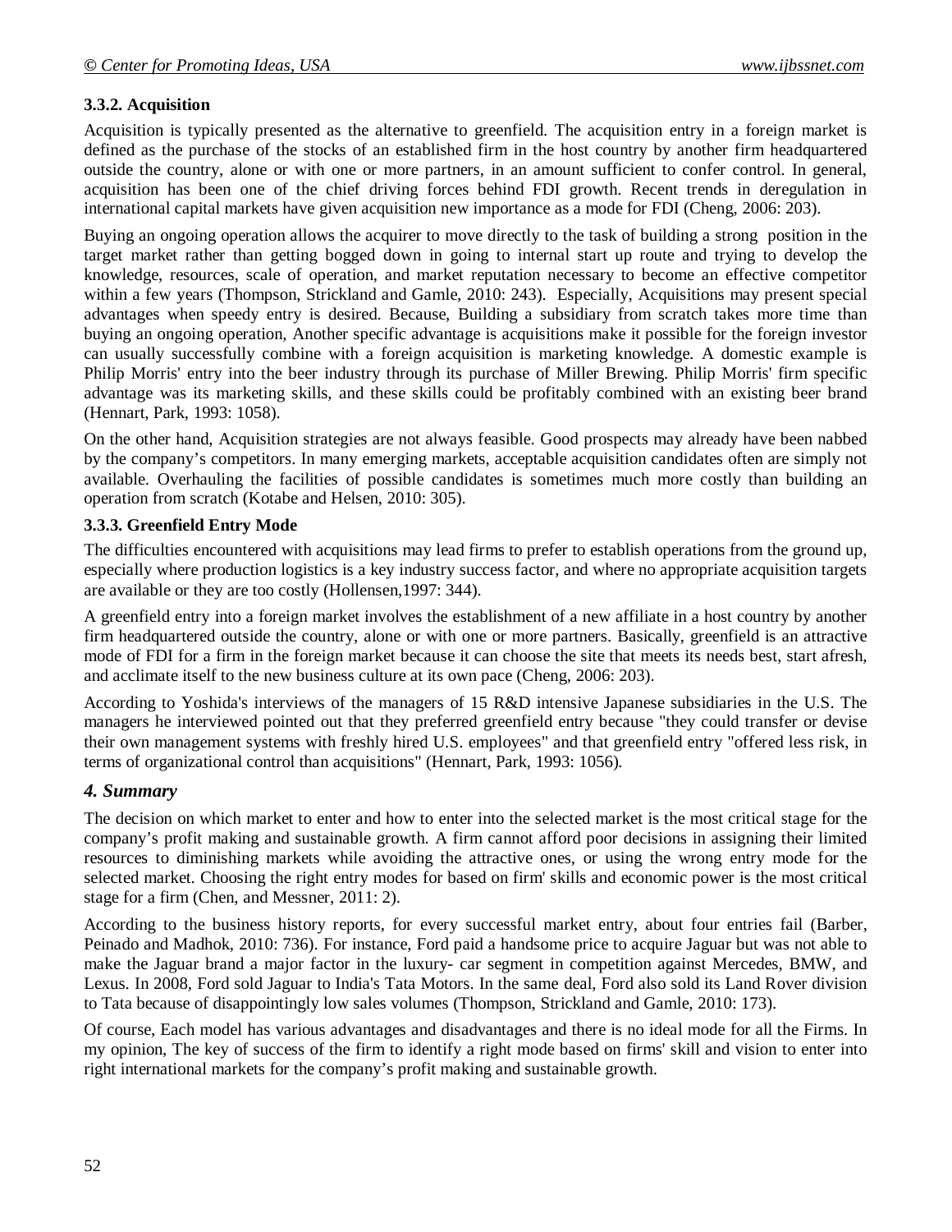### 3.3.2. Acquisition

Acquisition is typically presented as the alternative to greenfield. The acquisition entry in a foreign market is defined as the purchase of the stocks of an established firm in the host country by another firm headquartered outside the country, alone or with one or more partners, in an amount sufficient to confer control. In general, acquisition has been one of the chief driving forces behind FDI growth. Recent trends in deregulation in international capital markets have given acquisition new importance as a mode for FDI (Cheng, 2006: 203).

Buying an ongoing operation allows the acquirer to move directly to the task of building a strong position in the target market rather than getting bogged down in going to internal start up route and trying to develop the knowledge, resources, scale of operation, and market reputation necessary to become an effective competitor within a few years (Thompson, Strickland and Gamle, 2010: 243). Especially, Acquisitions may present special advantages when speedy entry is desired. Because, Building a subsidiary from scratch takes more time than buying an ongoing operation, Another specific advantage is acquisitions make it possible for the foreign investor can usually successfully combine with a foreign acquisition is marketing knowledge. A domestic example is Philip Morris' entry into the beer industry through its purchase of Miller Brewing. Philip Morris' firm specific advantage was its marketing skills, and these skills could be profitably combined with an existing beer brand (Hennart, Park, 1993: 1058).

On the other hand, Acquisition strategies are not always feasible. Good prospects may already have been nabbed by the company's competitors. In many emerging markets, acceptable acquisition candidates often are simply not available. Overhauling the facilities of possible candidates is sometimes much more costly than building an operation from scratch (Kotabe and Helsen, 2010: 305).

### 3.3.3. Greenfield Entry Mode

The difficulties encountered with acquisitions may lead firms to prefer to establish operations from the ground up, especially where production logistics is a key industry success factor, and where no appropriate acquisition targets are available or they are too costly (Hollensen,1997: 344).

A greenfield entry into a foreign market involves the establishment of a new affiliate in a host country by another firm headquartered outside the country, alone or with one or more partners. Basically, greenfield is an attractive mode of FDI for a firm in the foreign market because it can choose the site that meets its needs best, start afresh, and acclimate itself to the new business culture at its own pace (Cheng, 2006: 203).

According to Yoshida's interviews of the managers of 15 R&D intensive Japanese subsidiaries in the U.S. The managers he interviewed pointed out that they preferred greenfield entry because "they could transfer or devise their own management systems with freshly hired U.S. employees" and that greenfield entry "offered less risk, in terms of organizational control than acquisitions" (Hennart, Park, 1993: 1056).

## *4. Summary*

The decision on which market to enter and how to enter into the selected market is the most critical stage for the company's profit making and sustainable growth. A firm cannot afford poor decisions in assigning their limited resources to diminishing markets while avoiding the attractive ones, or using the wrong entry mode for the selected market. Choosing the right entry modes for based on firm' skills and economic power is the most critical stage for a firm (Chen, and Messner, 2011: 2).

According to the business history reports, for every successful market entry, about four entries fail (Barber, Peinado and Madhok, 2010: 736). For instance, Ford paid a handsome price to acquire Jaguar but was not able to make the Jaguar brand a major factor in the luxury- car segment in competition against Mercedes, BMW, and Lexus. In 2008, Ford sold Jaguar to India's Tata Motors. In the same deal, Ford also sold its Land Rover division to Tata because of disappointingly low sales volumes (Thompson, Strickland and Gamle, 2010: 173).

Of course, Each model has various advantages and disadvantages and there is no ideal mode for all the Firms. In my opinion, The key of success of the firm to identify a right mode based on firms' skill and vision to enter into right international markets for the company's profit making and sustainable growth.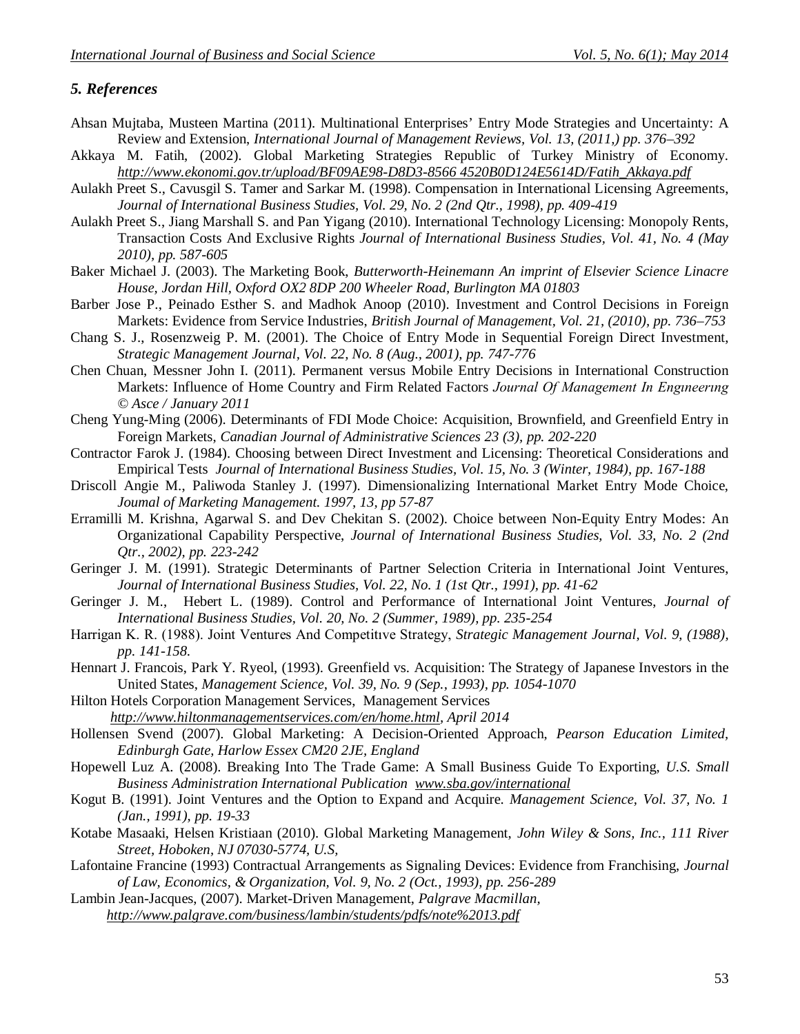## *5. References*

Ahsan Mujtaba, Musteen Martina (2011). Multinational Enterprises' Entry Mode Strategies and Uncertainty: A Review and Extension, *International Journal of Management Reviews, Vol. 13, (2011,) pp. 376–392*

Akkaya M. Fatih, (2002). Global Marketing Strategies Republic of Turkey Ministry of Economy. *http://www.ekonomi.gov.tr/upload/BF09AE98-D8D3-8566 4520B0D124E5614D/Fatih_Akkaya.pdf*

Aulakh Preet S., Cavusgil S. Tamer and Sarkar M. (1998). Compensation in International Licensing Agreements, *Journal of International Business Studies, Vol. 29, No. 2 (2nd Qtr., 1998), pp. 409-419*

Aulakh Preet S., Jiang Marshall S. and Pan Yigang (2010). International Technology Licensing: Monopoly Rents, Transaction Costs And Exclusive Rights *Journal of International Business Studies, Vol. 41, No. 4 (May 2010), pp. 587-605*

Baker Michael J. (2003). The Marketing Book, *Butterworth-Heinemann An imprint of Elsevier Science Linacre House, Jordan Hill, Oxford OX2 8DP 200 Wheeler Road, Burlington MA 01803*

Barber Jose P., Peinado Esther S. and Madhok Anoop (2010). Investment and Control Decisions in Foreign Markets: Evidence from Service Industries, *British Journal of Management, Vol. 21, (2010), pp. 736–753*

Chang S. J., Rosenzweig P. M. (2001). The Choice of Entry Mode in Sequential Foreign Direct Investment, *Strategic Management Journal, Vol. 22, No. 8 (Aug., 2001), pp. 747-776*

Chen Chuan, Messner John I. (2011). Permanent versus Mobile Entry Decisions in International Construction Markets: Influence of Home Country and Firm Related Factors *Journal Of Management In Engıneerıng © Asce / January 2011*

Cheng Yung-Ming (2006). Determinants of FDI Mode Choice: Acquisition, Brownfield, and Greenfield Entry in Foreign Markets, *Canadian Journal of Administrative Sciences 23 (3), pp. 202-220*

Contractor Farok J. (1984). Choosing between Direct Investment and Licensing: Theoretical Considerations and Empirical Tests *Journal of International Business Studies, Vol. 15, No. 3 (Winter, 1984), pp. 167-188*

Driscoll Angie M., Paliwoda Stanley J. (1997). Dimensionalizing International Market Entry Mode Choice, *Joumal of Marketing Management. 1997, 13, pp 57-87*

Erramilli M. Krishna, Agarwal S. and Dev Chekitan S. (2002). Choice between Non-Equity Entry Modes: An Organizational Capability Perspective, *Journal of International Business Studies, Vol. 33, No. 2 (2nd Qtr., 2002), pp. 223-242*

Geringer J. M. (1991). Strategic Determinants of Partner Selection Criteria in International Joint Ventures, *Journal of International Business Studies, Vol. 22, No. 1 (1st Qtr., 1991), pp. 41-62*

Geringer J. M., Hebert L. (1989). Control and Performance of International Joint Ventures, *Journal of International Business Studies, Vol. 20, No. 2 (Summer, 1989), pp. 235-254*

Harrigan K. R. (1988). Joint Ventures And Competitıve Strategy, *Strategic Management Journal, Vol. 9, (1988), pp. 141-158.*

Hennart J. Francois, Park Y. Ryeol, (1993). Greenfield vs. Acquisition: The Strategy of Japanese Investors in the United States, *Management Science, Vol. 39, No. 9 (Sep., 1993), pp. 1054-1070*

Hilton Hotels Corporation Management Services, Management Services *http://www.hiltonmanagementservices.com/en/home.html, April 2014*

Hollensen Svend (2007). Global Marketing: A Decision-Oriented Approach, *Pearson Education Limited, Edinburgh Gate, Harlow Essex CM20 2JE, England*

Hopewell Luz A. (2008). Breaking Into The Trade Game: A Small Business Guide To Exporting, *U.S. Small Business Administration International Publication www.sba.gov/international*

Kogut B. (1991). Joint Ventures and the Option to Expand and Acquire. *Management Science, Vol. 37, No. 1 (Jan., 1991), pp. 19-33*

Kotabe Masaaki, Helsen Kristiaan (2010). Global Marketing Management, *John Wiley & Sons, Inc., 111 River Street, Hoboken, NJ 07030-5774, U.S,*

Lafontaine Francine (1993) Contractual Arrangements as Signaling Devices: Evidence from Franchising, *Journal of Law, Economics, & Organization, Vol. 9, No. 2 (Oct., 1993), pp. 256-289*

Lambin Jean-Jacques, (2007). Market-Driven Management, *Palgrave Macmillan, http://www.palgrave.com/business/lambin/students/pdfs/note%2013.pdf*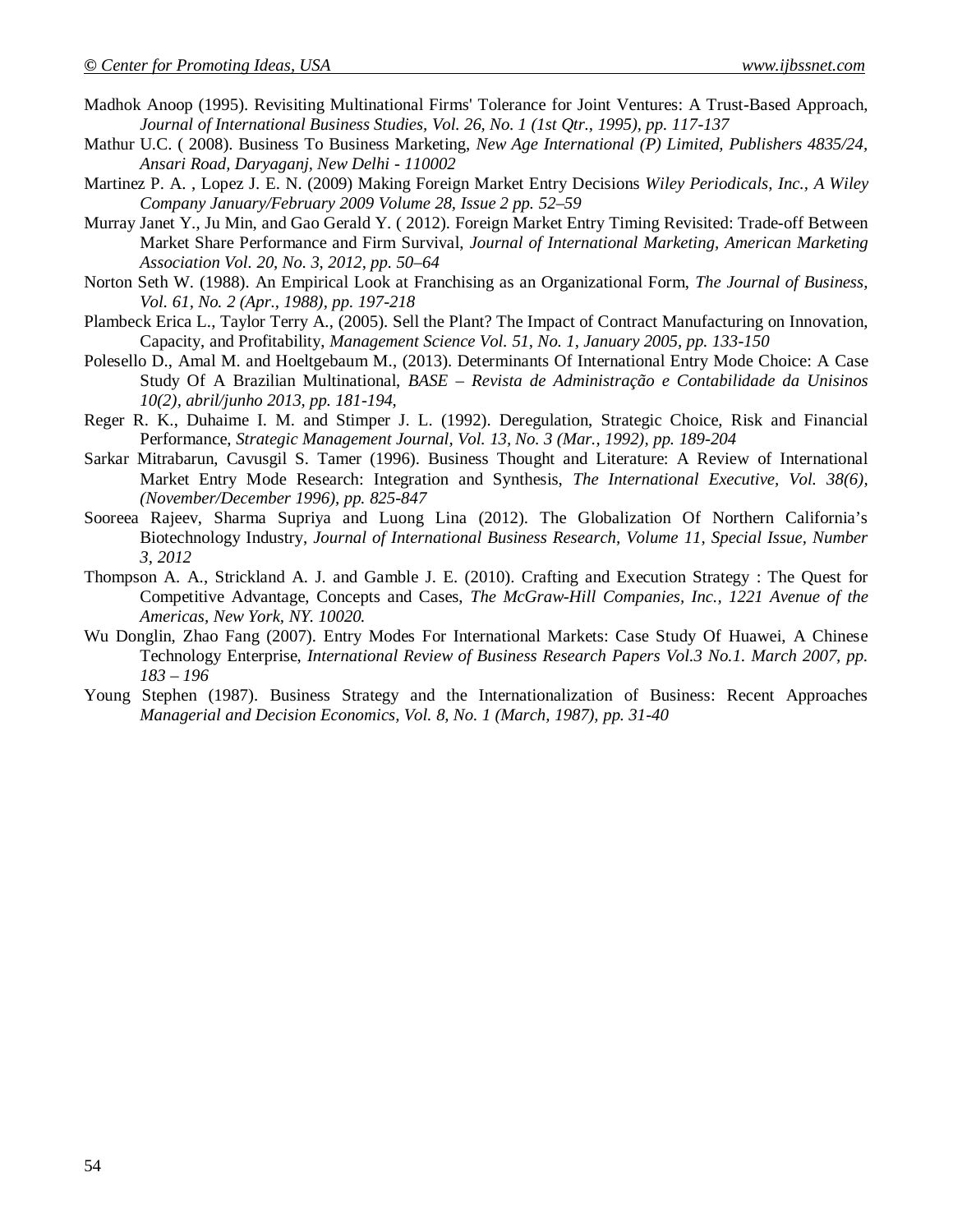Madhok Anoop (1995). Revisiting Multinational Firms' Tolerance for Joint Ventures: A Trust-Based Approach, *Journal of International Business Studies, Vol. 26, No. 1 (1st Qtr., 1995), pp. 117-137*

Mathur U.C. ( 2008). Business To Business Marketing, *New Age International (P) Limited, Publishers 4835/24, Ansari Road, Daryaganj, New Delhi - 110002*

Martinez P. A. , Lopez J. E. N. (2009) Making Foreign Market Entry Decisions *Wiley Periodicals, Inc., A Wiley Company January/February 2009 Volume 28, Issue 2 pp. 52–59*

Murray Janet Y., Ju Min, and Gao Gerald Y. ( 2012). Foreign Market Entry Timing Revisited: Trade-off Between Market Share Performance and Firm Survival, *Journal of International Marketing, American Marketing Association Vol. 20, No. 3, 2012, pp. 50–64*

Norton Seth W. (1988). An Empirical Look at Franchising as an Organizational Form, *The Journal of Business, Vol. 61, No. 2 (Apr., 1988), pp. 197-218*

Plambeck Erica L., Taylor Terry A., (2005). Sell the Plant? The Impact of Contract Manufacturing on Innovation, Capacity, and Profitability, *Management Science Vol. 51, No. 1, January 2005, pp. 133-150*

Polesello D., Amal M. and Hoeltgebaum M., (2013). Determinants Of International Entry Mode Choice: A Case Study Of A Brazilian Multinational, *BASE – Revista de Administração e Contabilidade da Unisinos 10(2), abril/junho 2013, pp. 181-194,*

Reger R. K., Duhaime I. M. and Stimper J. L. (1992). Deregulation, Strategic Choice, Risk and Financial Performance, *Strategic Management Journal, Vol. 13, No. 3 (Mar., 1992), pp. 189-204*

Sarkar Mitrabarun, Cavusgil S. Tamer (1996). Business Thought and Literature: A Review of International Market Entry Mode Research: Integration and Synthesis, *The International Executive, Vol. 38(6), (November/December 1996), pp. 825-847*

Sooreea Rajeev, Sharma Supriya and Luong Lina (2012). The Globalization Of Northern California's Biotechnology Industry, *Journal of International Business Research, Volume 11, Special Issue, Number 3, 2012*

Thompson A. A., Strickland A. J. and Gamble J. E. (2010). Crafting and Execution Strategy : The Quest for Competitive Advantage, Concepts and Cases, *The McGraw-Hill Companies, Inc., 1221 Avenue of the Americas, New York, NY. 10020.*

Wu Donglin, Zhao Fang (2007). Entry Modes For International Markets: Case Study Of Huawei, A Chinese Technology Enterprise, *International Review of Business Research Papers Vol.3 No.1. March 2007, pp. 183 – 196*

Young Stephen (1987). Business Strategy and the Internationalization of Business: Recent Approaches *Managerial and Decision Economics, Vol. 8, No. 1 (March, 1987), pp. 31-40*